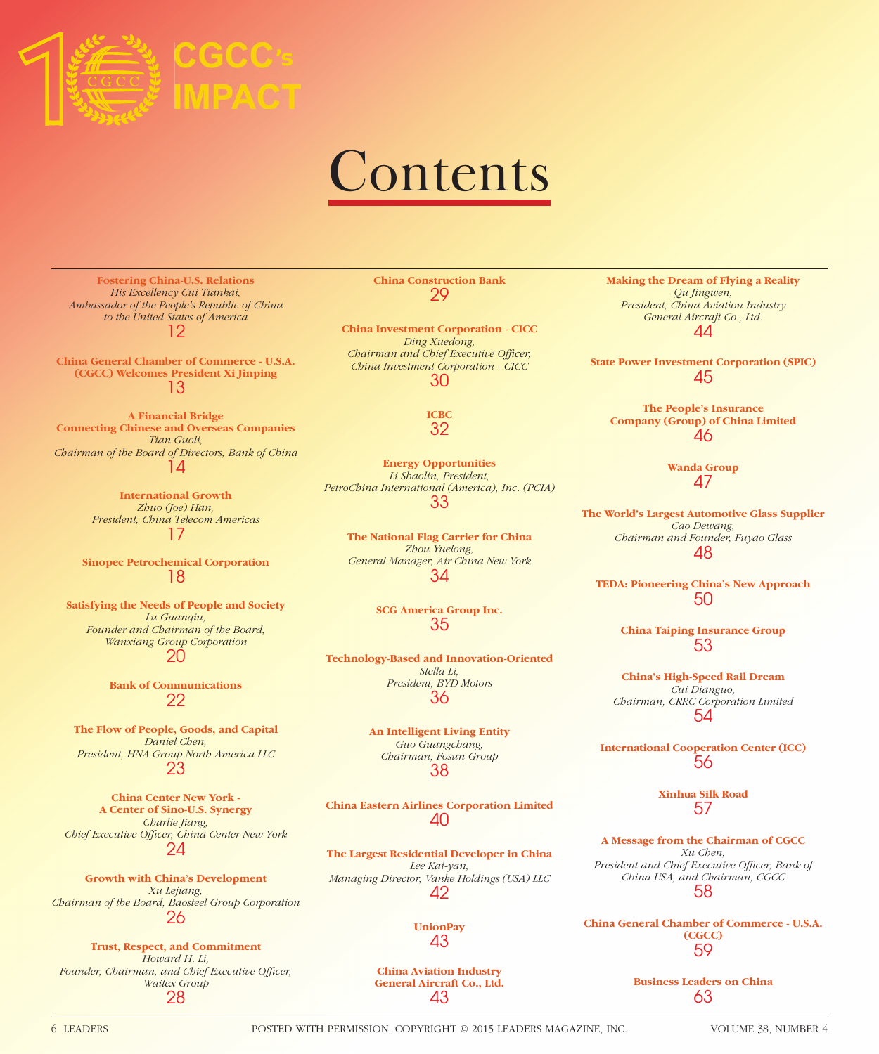# CGCC's IMPACT

# Contents

**Fostering China-U.S. Relations**
*His Excellency Cui Tiankai, Ambassador of the People's Republic of China to the United States of America*
12

**China General Chamber of Commerce - U.S.A. (CGCC) Welcomes President Xi Jinping**
13

**A Financial Bridge Connecting Chinese and Overseas Companies**
*Tian Guoli, Chairman of the Board of Directors, Bank of China*
14

**International Growth**
*Zhuo (Joe) Han, President, China Telecom Americas*
17

**Sinopec Petrochemical Corporation**
18

**Satisfying the Needs of People and Society**
*Lu Guanqiu, Founder and Chairman of the Board, Wanxiang Group Corporation*
20

**Bank of Communications**
22

**The Flow of People, Goods, and Capital**
*Daniel Chen, President, HNA Group North America LLC*
23

**China Center New York - A Center of Sino-U.S. Synergy**
*Charlie Jiang, Chief Executive Officer, China Center New York*
24

**Growth with China's Development**
*Xu Lejiang, Chairman of the Board, Baosteel Group Corporation*
26

**Trust, Respect, and Commitment**
*Howard H. Li, Founder, Chairman, and Chief Executive Officer, Waitex Group*
28

**China Construction Bank**
29

**China Investment Corporation - CICC**
*Ding Xuedong, Chairman and Chief Executive Officer, China Investment Corporation - CICC*
30

**ICBC**
32

**Energy Opportunities**
*Li Shaolin, President, PetroChina International (America), Inc. (PCIA)*
33

**The National Flag Carrier for China**
*Zhou Yuelong, General Manager, Air China New York*
34

**SCG America Group Inc.**
35

**Technology-Based and Innovation-Oriented**
*Stella Li, President, BYD Motors*
36

**An Intelligent Living Entity**
*Guo Guangchang, Chairman, Fosun Group*
38

**China Eastern Airlines Corporation Limited**
40

**The Largest Residential Developer in China**
*Lee Kai-yan, Managing Director, Vanke Holdings (USA) LLC*
42

**UnionPay**
43

**China Aviation Industry General Aircraft Co., Ltd.**
43

**Making the Dream of Flying a Reality**
*Qu Jingwen, President, China Aviation Industry General Aircraft Co., Ltd.*
44

**State Power Investment Corporation (SPIC)**
45

**The People's Insurance Company (Group) of China Limited**
46

**Wanda Group**
47

**The World's Largest Automotive Glass Supplier**
*Cao Dewang, Chairman and Founder, Fuyao Glass*
48

**TEDA: Pioneering China's New Approach**
50

**China Taiping Insurance Group**
53

**China's High-Speed Rail Dream**
*Cui Dianguo, Chairman, CRRC Corporation Limited*
54

**International Cooperation Center (ICC)**
56

**Xinhua Silk Road**
57

**A Message from the Chairman of CGCC**
*Xu Chen, President and Chief Executive Officer, Bank of China USA, and Chairman, CGCC*
58

**China General Chamber of Commerce - U.S.A. (CGCC)**
59

**Business Leaders on China**
63

POSTED WITH PERMISSION. COPYRIGHT © 2015 LEADERS MAGAZINE, INC.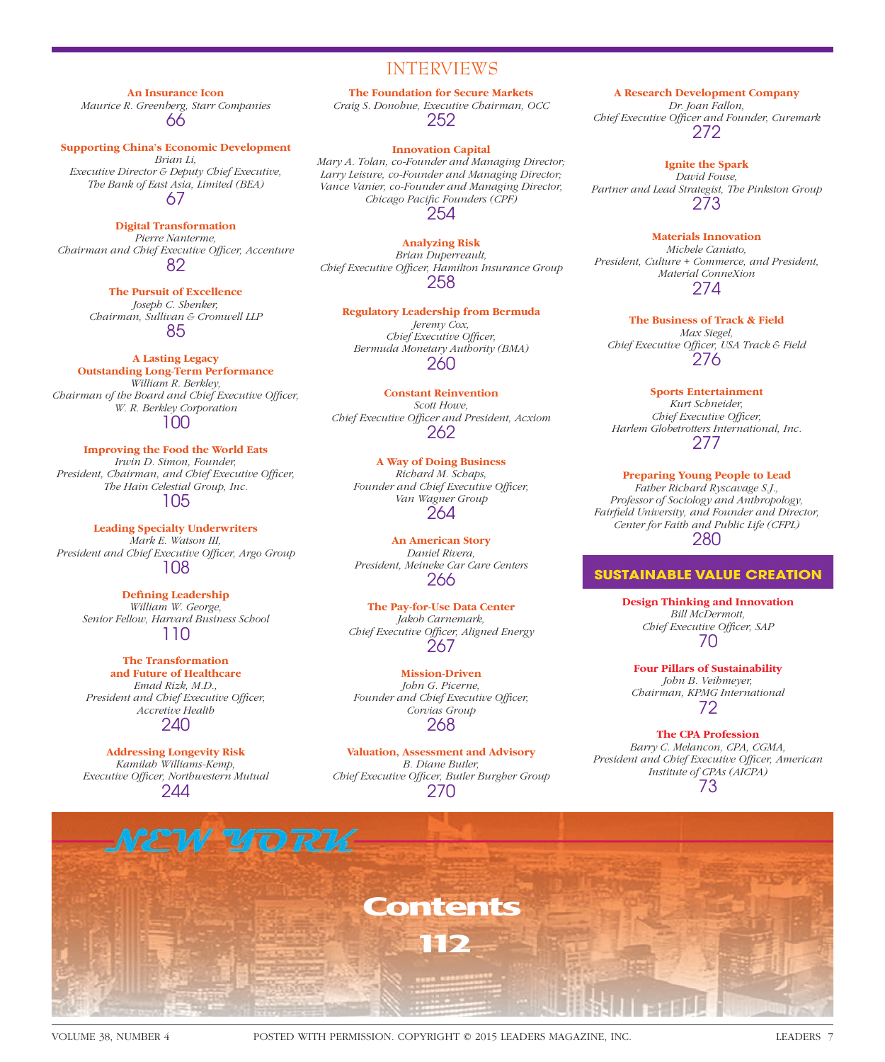## INTERVIEWS

**An Insurance Icon**
*Maurice R. Greenberg, Starr Companies*
66

**Supporting China's Economic Development**
*Brian Li,*
*Executive Director & Deputy Chief Executive,*
*The Bank of East Asia, Limited (BEA)*
67

**Digital Transformation**
*Pierre Nanterme,*
*Chairman and Chief Executive Officer, Accenture*
82

**The Pursuit of Excellence**
*Joseph C. Shenker,*
*Chairman, Sullivan & Cromwell LLP*
85

**A Lasting Legacy**
**Outstanding Long-Term Performance**
*William R. Berkley,*
*Chairman of the Board and Chief Executive Officer,*
*W. R. Berkley Corporation*
100

**Improving the Food the World Eats**
*Irwin D. Simon, Founder,*
*President, Chairman, and Chief Executive Officer,*
*The Hain Celestial Group, Inc.*
105

**Leading Specialty Underwriters**
*Mark E. Watson III,*
*President and Chief Executive Officer, Argo Group*
108

**Defining Leadership**
*William W. George,*
*Senior Fellow, Harvard Business School*
110

**The Transformation**
**and Future of Healthcare**
*Emad Rizk, M.D.,*
*President and Chief Executive Officer,*
*Accretive Health*
240

**Addressing Longevity Risk**
*Kamilah Williams-Kemp,*
*Executive Officer, Northwestern Mutual*
244

**The Foundation for Secure Markets**
*Craig S. Donohue, Executive Chairman, OCC*
252

**Innovation Capital**
*Mary A. Tolan, co-Founder and Managing Director;*
*Larry Leisure, co-Founder and Managing Director;*
*Vance Vanier, co-Founder and Managing Director,*
*Chicago Pacific Founders (CPF)*
254

**Analyzing Risk**
*Brian Duperreault,*
*Chief Executive Officer, Hamilton Insurance Group*
258

**Regulatory Leadership from Bermuda**
*Jeremy Cox,*
*Chief Executive Officer,*
*Bermuda Monetary Authority (BMA)*
260

**Constant Reinvention**
*Scott Howe,*
*Chief Executive Officer and President, Acxiom*
262

**A Way of Doing Business**
*Richard M. Schaps,*
*Founder and Chief Executive Officer,*
*Van Wagner Group*
264

**An American Story**
*Daniel Rivera,*
*President, Meineke Car Care Centers*
266

**The Pay-for-Use Data Center**
*Jakob Carnemark,*
*Chief Executive Officer, Aligned Energy*
267

**Mission-Driven**
*John G. Picerne,*
*Founder and Chief Executive Officer,*
*Corvias Group*
268

**Valuation, Assessment and Advisory**
*B. Diane Butler,*
*Chief Executive Officer, Butler Burgher Group*
270

**A Research Development Company**
*Dr. Joan Fallon,*
*Chief Executive Officer and Founder, Curemark*
272

**Ignite the Spark**
*David Fouse,*
*Partner and Lead Strategist, The Pinkston Group*
273

**Materials Innovation**
*Michele Caniato,*
*President, Culture + Commerce, and President,*
*Material ConneXion*
274

**The Business of Track & Field**
*Max Siegel,*
*Chief Executive Officer, USA Track & Field*
276

**Sports Entertainment**
*Kurt Schneider,*
*Chief Executive Officer,*
*Harlem Globetrotters International, Inc.*
277

**Preparing Young People to Lead**
*Father Richard Ryscavage S.J.,*
*Professor of Sociology and Anthropology,*
*Fairfield University, and Founder and Director,*
*Center for Faith and Public Life (CFPL)*
280

## SUSTAINABLE VALUE CREATION

**Design Thinking and Innovation**
*Bill McDermott,*
*Chief Executive Officer, SAP*
70

**Four Pillars of Sustainability**
*John B. Veihmeyer,*
*Chairman, KPMG International*
72

**The CPA Profession**
*Barry C. Melancon, CPA, CGMA,*
*President and Chief Executive Officer, American Institute of CPAs (AICPA)*
73

## NEW YORK

**Contents**
**112**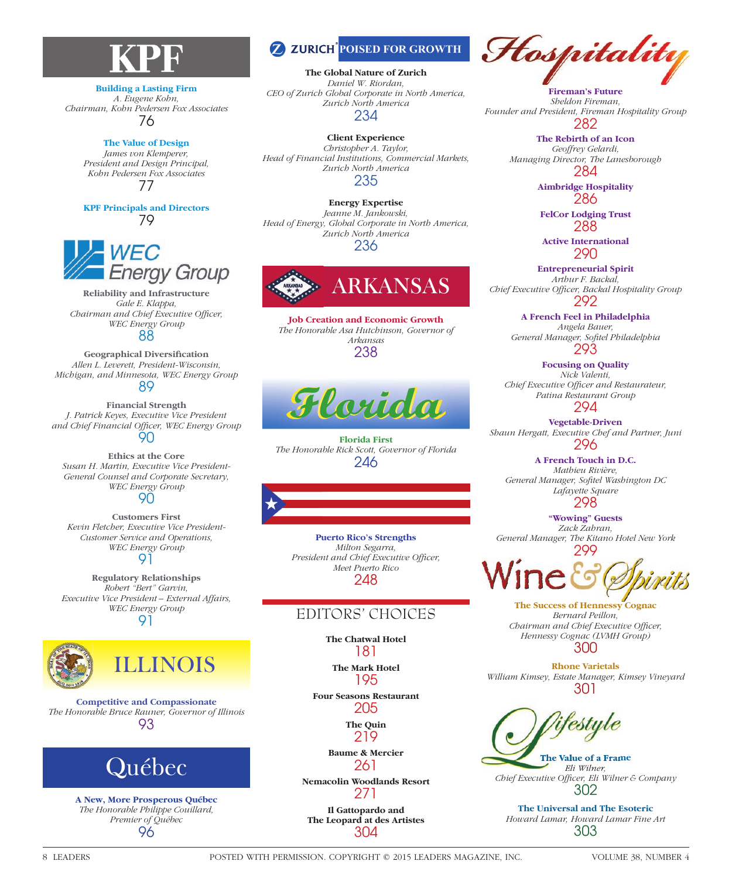# KPF

**Building a Lasting Firm**
*A. Eugene Kohn,*
*Chairman, Kohn Pedersen Fox Associates*
76

**The Value of Design**
*James von Klemperer,*
*President and Design Principal,*
*Kohn Pedersen Fox Associates*
77

**KPF Principals and Directors**
79

# WEC Energy Group

**Reliability and Infrastructure**
*Gale E. Klappa,*
*Chairman and Chief Executive Officer,*
*WEC Energy Group*
88

**Geographical Diversification**
*Allen L. Leverett, President-Wisconsin, Michigan, and Minnesota, WEC Energy Group*
89

**Financial Strength**
*J. Patrick Keyes, Executive Vice President and Chief Financial Officer, WEC Energy Group*
90

**Ethics at the Core**
*Susan H. Martin, Executive Vice President-General Counsel and Corporate Secretary, WEC Energy Group*
90

**Customers First**
*Kevin Fletcher, Executive Vice President-Customer Service and Operations, WEC Energy Group*
91

**Regulatory Relationships**
*Robert "Bert" Garvin,*
*Executive Vice President – External Affairs, WEC Energy Group*
91

# ILLINOIS

**Competitive and Compassionate**
*The Honorable Bruce Rauner, Governor of Illinois*
93

# Québec

**A New, More Prosperous Québec**
*The Honorable Philippe Couillard,*
*Premier of Québec*
96

# ZURICH POISED FOR GROWTH

**The Global Nature of Zurich**
*Daniel W. Riordan,*
*CEO of Zurich Global Corporate in North America, Zurich North America*
234

**Client Experience**
*Christopher A. Taylor,*
*Head of Financial Institutions, Commercial Markets, Zurich North America*
235

**Energy Expertise**
*Jeanne M. Jankowski,*
*Head of Energy, Global Corporate in North America, Zurich North America*
236

# ARKANSAS

**Job Creation and Economic Growth**
*The Honorable Asa Hutchinson, Governor of Arkansas*
238

# Florida

**Florida First**
*The Honorable Rick Scott, Governor of Florida*
246

**Puerto Rico's Strengths**
*Milton Segarra,*
*President and Chief Executive Officer, Meet Puerto Rico*
248

# EDITORS' CHOICES

**The Chatwal Hotel**
181

**The Mark Hotel**
195

**Four Seasons Restaurant**
205

**The Quin**
219

**Baume & Mercier**
261

**Nemacolin Woodlands Resort**
271

**Il Gattopardo and The Leopard at des Artistes**
304

# Hospitality

**Fireman's Future**
*Sheldon Fireman,*
*Founder and President, Fireman Hospitality Group*
282

**The Rebirth of an Icon**
*Geoffrey Gelardi,*
*Managing Director, The Lanesborough*
284

**Aimbridge Hospitality**
286

**FelCor Lodging Trust**
288

**Active International**
290

**Entrepreneurial Spirit**
*Arthur F. Backal,*
*Chief Executive Officer, Backal Hospitality Group*
292

**A French Feel in Philadelphia**
*Angela Bauer,*
*General Manager, Sofitel Philadelphia*
293

**Focusing on Quality**
*Nick Valenti,*
*Chief Executive Officer and Restaurateur, Patina Restaurant Group*
294

**Vegetable-Driven**
*Shaun Hergatt, Executive Chef and Partner, Juni*
296

**A French Touch in D.C.**
*Mathieu Rivière,*
*General Manager, Sofitel Washington DC Lafayette Square*
298

**"Wowing" Guests**
*Zack Zahran,*
*General Manager, The Kitano Hotel New York*
299

# Wine & Spirits

**The Success of Hennessy Cognac**
*Bernard Peillon,*
*Chairman and Chief Executive Officer, Hennessy Cognac (LVMH Group)*
300

**Rhone Varietals**
*William Kimsey, Estate Manager, Kimsey Vineyard*
301

# Lifestyle

**The Value of a Frame**
*Eli Wilner,*
*Chief Executive Officer, Eli Wilner & Company*
302

**The Universal and The Esoteric**
*Howard Lamar, Howard Lamar Fine Art*
303

POSTED WITH PERMISSION. COPYRIGHT © 2015 LEADERS MAGAZINE, INC.